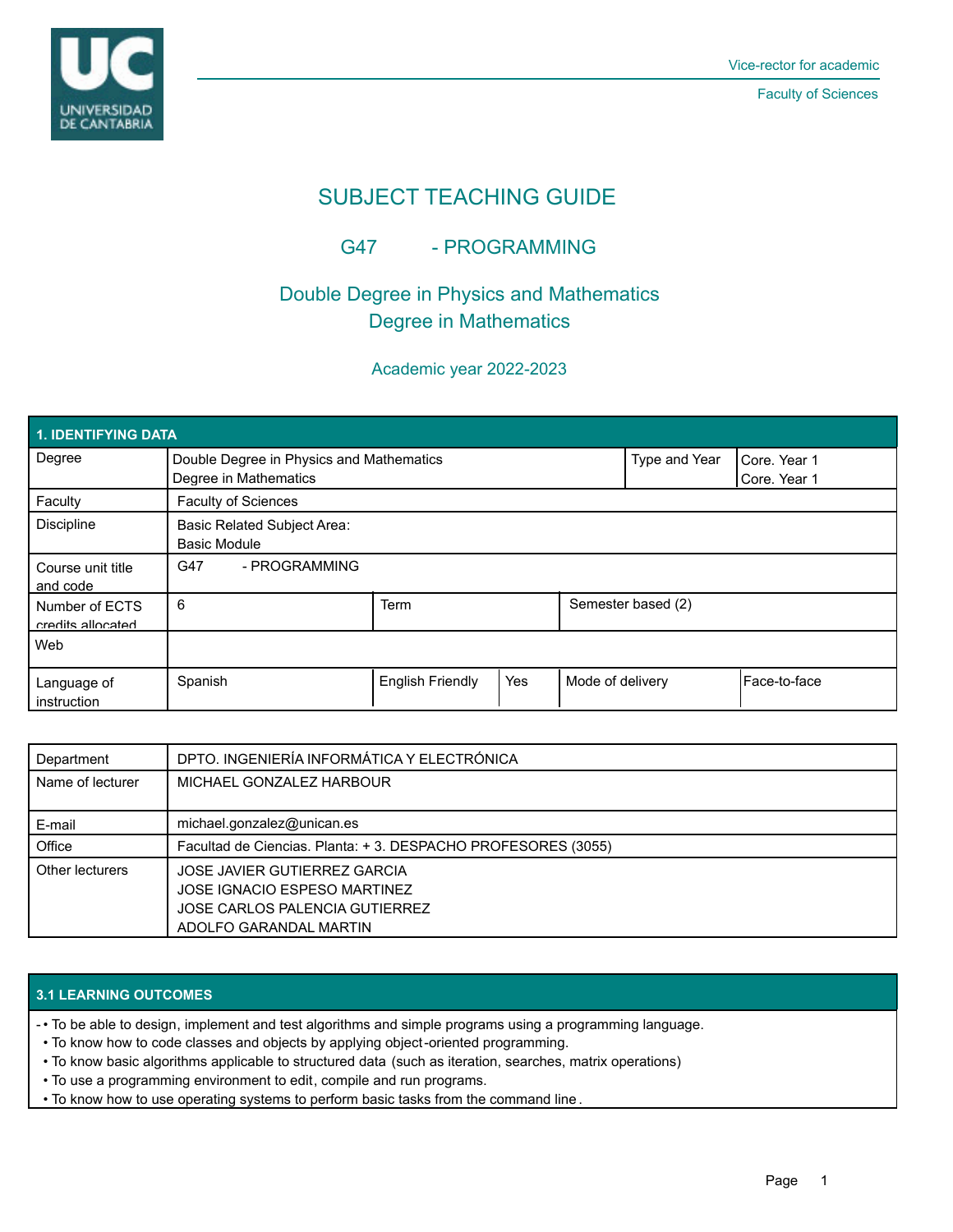Vice-rector for academic

Faculty of Sciences

# SUBJECT TEACHING GUIDE

## G47 - PROGRAMMING

### Double Degree in Physics and Mathematics
### Degree in Mathematics

Academic year 2022-2023

| 1. IDENTIFYING DATA | | | | | |
|---|---|---|---|---|---|
| Degree | Double Degree in Physics and Mathematics<br>Degree in Mathematics | | | Type and Year | Core. Year 1<br>Core. Year 1 |
| Faculty | Faculty of Sciences | | | | |
| Discipline | Basic Related Subject Area:<br>Basic Module | | | | |
| Course unit title and code | G47 - PROGRAMMING | | | | |
| Number of ECTS credits allocated | 6 | Term | | Semester based (2) | |
| Web | | | | | |
| Language of instruction | Spanish | English Friendly | Yes | Mode of delivery | Face-to-face |

| | |
|---|---|
| Department | DPTO. INGENIERÍA INFORMÁTICA Y ELECTRÓNICA |
| Name of lecturer | MICHAEL GONZALEZ HARBOUR |
| E-mail | michael.gonzalez@unican.es |
| Office | Facultad de Ciencias. Planta: + 3. DESPACHO PROFESORES (3055) |
| Other lecturers | JOSE JAVIER GUTIERREZ GARCIA<br>JOSE IGNACIO ESPESO MARTINEZ<br>JOSE CARLOS PALENCIA GUTIERREZ<br>ADOLFO GARANDAL MARTIN |

## 3.1 LEARNING OUTCOMES

- • To be able to design, implement and test algorithms and simple programs using a programming language.
  • To know how to code classes and objects by applying object-oriented programming.
  • To know basic algorithms applicable to structured data (such as iteration, searches, matrix operations)
  • To use a programming environment to edit, compile and run programs.
  • To know how to use operating systems to perform basic tasks from the command line.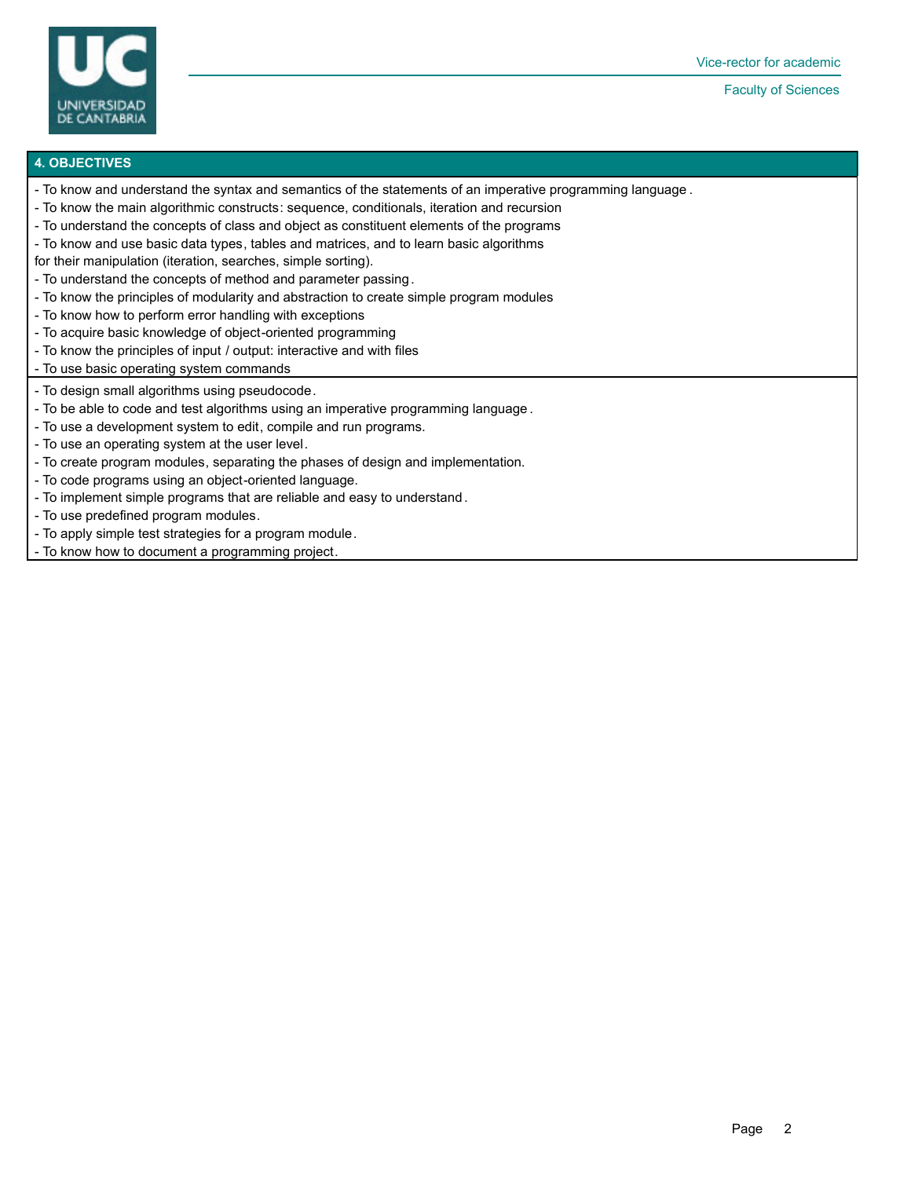## 4. OBJECTIVES

- To know and understand the syntax and semantics of the statements of an imperative programming language.
- To know the main algorithmic constructs: sequence, conditionals, iteration and recursion
- To understand the concepts of class and object as constituent elements of the programs
- To know and use basic data types, tables and matrices, and to learn basic algorithms for their manipulation (iteration, searches, simple sorting).
- To understand the concepts of method and parameter passing.
- To know the principles of modularity and abstraction to create simple program modules
- To know how to perform error handling with exceptions
- To acquire basic knowledge of object-oriented programming
- To know the principles of input / output: interactive and with files
- To use basic operating system commands

- To design small algorithms using pseudocode.
- To be able to code and test algorithms using an imperative programming language.
- To use a development system to edit, compile and run programs.
- To use an operating system at the user level.
- To create program modules, separating the phases of design and implementation.
- To code programs using an object-oriented language.
- To implement simple programs that are reliable and easy to understand.
- To use predefined program modules.
- To apply simple test strategies for a program module.
- To know how to document a programming project.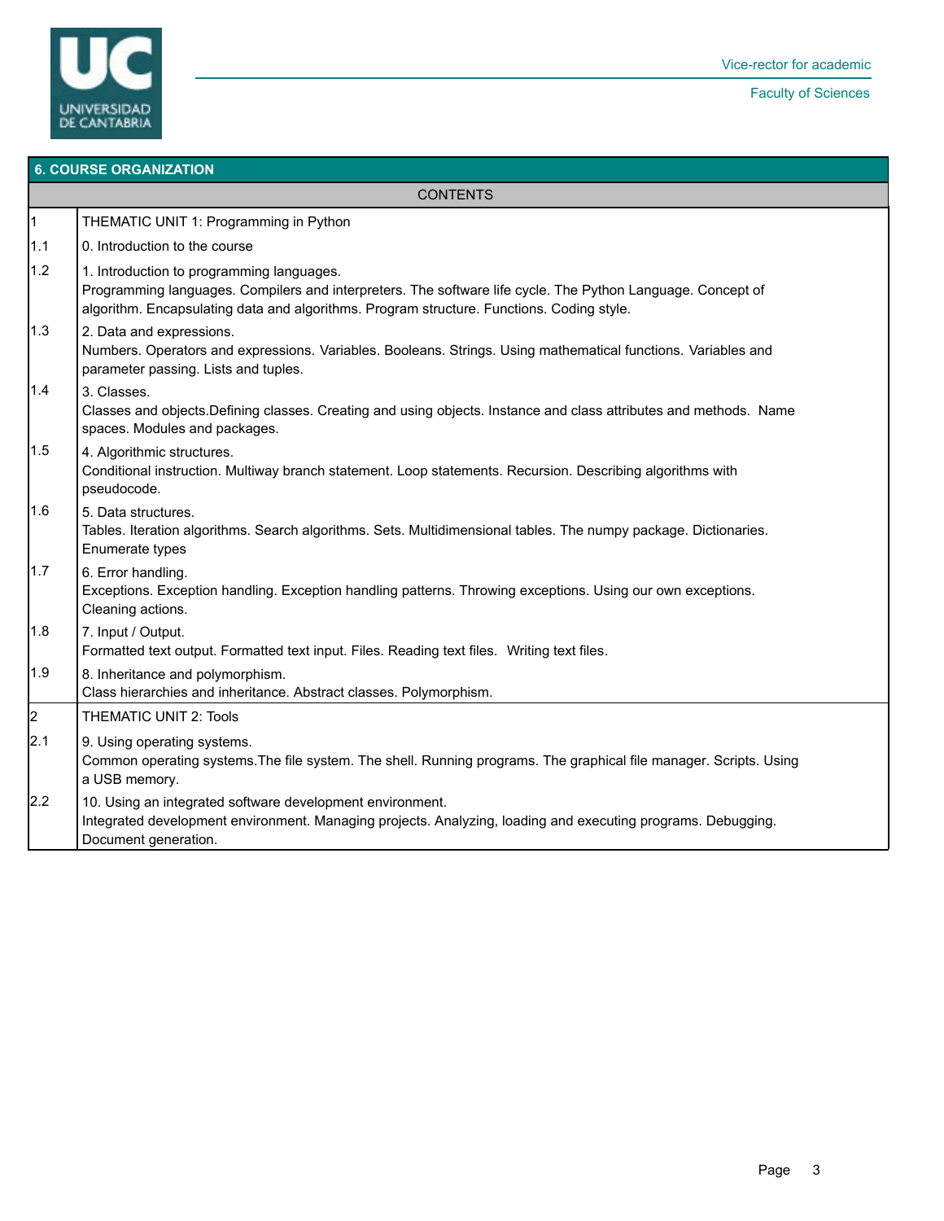## 6. COURSE ORGANIZATION

| CONTENTS | |
|---|---|
| 1 | THEMATIC UNIT 1: Programming in Python |
| 1.1 | 0. Introduction to the course |
| 1.2 | 1. Introduction to programming languages.<br>Programming languages. Compilers and interpreters. The software life cycle. The Python Language. Concept of algorithm. Encapsulating data and algorithms. Program structure. Functions. Coding style. |
| 1.3 | 2. Data and expressions.<br>Numbers. Operators and expressions. Variables. Booleans. Strings. Using mathematical functions. Variables and parameter passing. Lists and tuples. |
| 1.4 | 3. Classes.<br>Classes and objects.Defining classes. Creating and using objects. Instance and class attributes and methods. Name spaces. Modules and packages. |
| 1.5 | 4. Algorithmic structures.<br>Conditional instruction. Multiway branch statement. Loop statements. Recursion. Describing algorithms with pseudocode. |
| 1.6 | 5. Data structures.<br>Tables. Iteration algorithms. Search algorithms. Sets. Multidimensional tables. The numpy package. Dictionaries. Enumerate types |
| 1.7 | 6. Error handling.<br>Exceptions. Exception handling. Exception handling patterns. Throwing exceptions. Using our own exceptions. Cleaning actions. |
| 1.8 | 7. Input / Output.<br>Formatted text output. Formatted text input. Files. Reading text files. Writing text files. |
| 1.9 | 8. Inheritance and polymorphism.<br>Class hierarchies and inheritance. Abstract classes. Polymorphism. |
| 2 | THEMATIC UNIT 2: Tools |
| 2.1 | 9. Using operating systems.<br>Common operating systems.The file system. The shell. Running programs. The graphical file manager. Scripts. Using a USB memory. |
| 2.2 | 10. Using an integrated software development environment.<br>Integrated development environment. Managing projects. Analyzing, loading and executing programs. Debugging. Document generation. |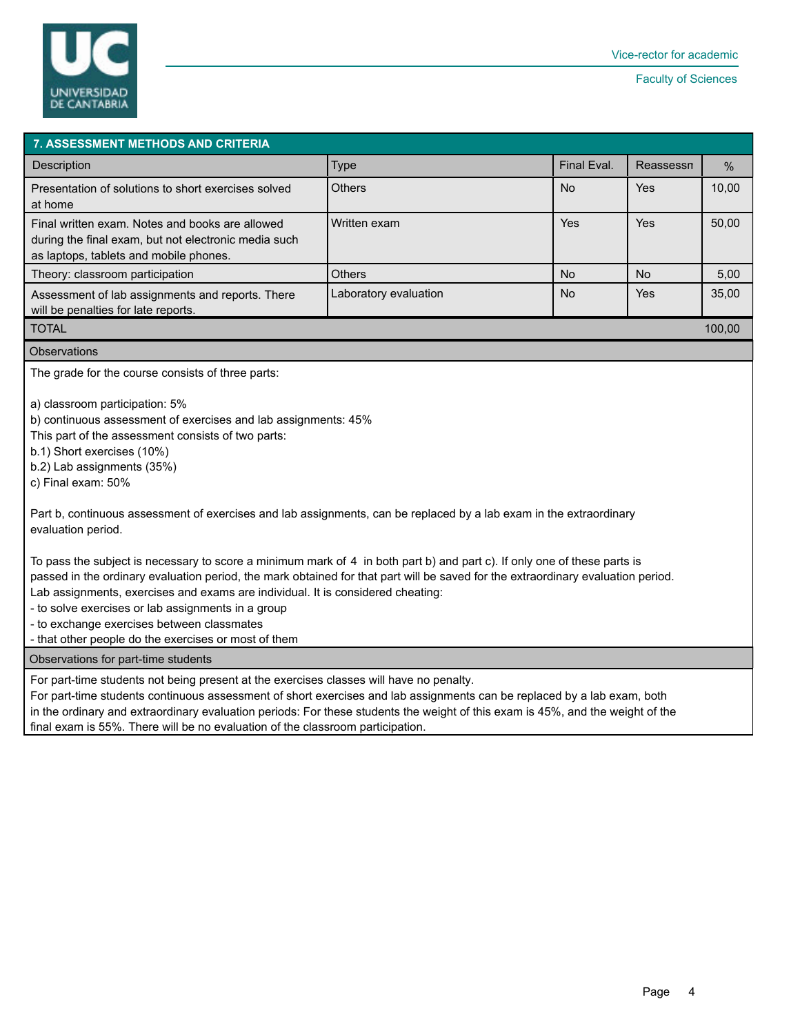## 7. ASSESSMENT METHODS AND CRITERIA

| Description | Type | Final Eval. | Reassessn | % |
|---|---|---|---|---|
| Presentation of solutions to short exercises solved at home | Others | No | Yes | 10,00 |
| Final written exam. Notes and books are allowed during the final exam, but not electronic media such as laptops, tablets and mobile phones. | Written exam | Yes | Yes | 50,00 |
| Theory: classroom participation | Others | No | No | 5,00 |
| Assessment of lab assignments and reports. There will be penalties for late reports. | Laboratory evaluation | No | Yes | 35,00 |
| TOTAL | | | | 100,00 |

### Observations

The grade for the course consists of three parts:

a) classroom participation: 5%
b) continuous assessment of exercises and lab assignments: 45%
This part of the assessment consists of two parts:
b.1) Short exercises (10%)
b.2) Lab assignments (35%)
c) Final exam: 50%

Part b, continuous assessment of exercises and lab assignments, can be replaced by a lab exam in the extraordinary evaluation period.

To pass the subject is necessary to score a minimum mark of 4 in both part b) and part c). If only one of these parts is passed in the ordinary evaluation period, the mark obtained for that part will be saved for the extraordinary evaluation period.
Lab assignments, exercises and exams are individual. It is considered cheating:
- to solve exercises or lab assignments in a group
- to exchange exercises between classmates
- that other people do the exercises or most of them

### Observations for part-time students

For part-time students not being present at the exercises classes will have no penalty.
For part-time students continuous assessment of short exercises and lab assignments can be replaced by a lab exam, both in the ordinary and extraordinary evaluation periods: For these students the weight of this exam is 45%, and the weight of the final exam is 55%. There will be no evaluation of the classroom participation.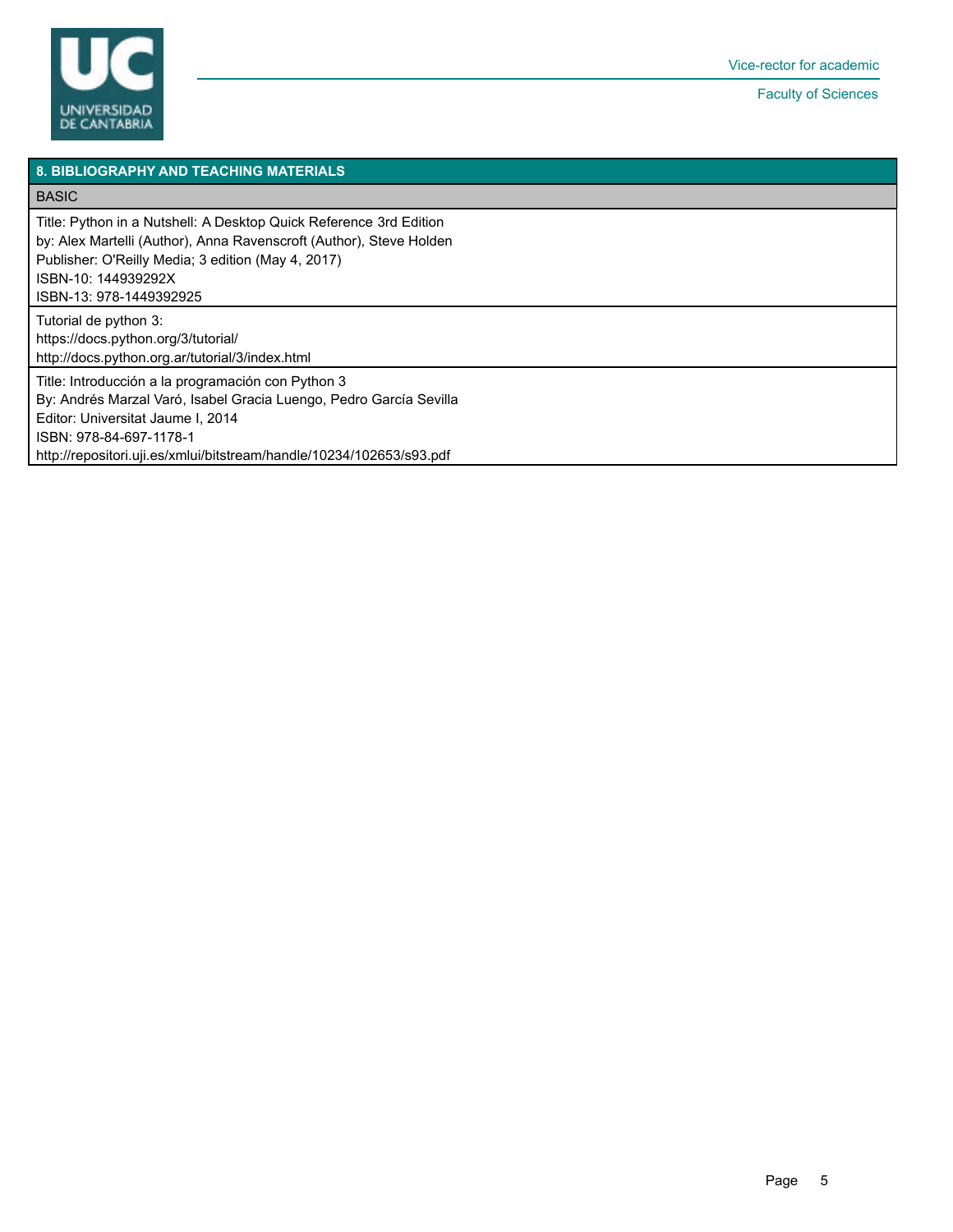## 8. BIBLIOGRAPHY AND TEACHING MATERIALS

### BASIC

Title: Python in a Nutshell: A Desktop Quick Reference 3rd Edition
by: Alex Martelli (Author), Anna Ravenscroft (Author), Steve Holden
Publisher: O'Reilly Media; 3 edition (May 4, 2017)
ISBN-10: 144939292X
ISBN-13: 978-1449392925

Tutorial de python 3:
https://docs.python.org/3/tutorial/
http://docs.python.org.ar/tutorial/3/index.html

Title: Introducción a la programación con Python 3
By: Andrés Marzal Varó, Isabel Gracia Luengo, Pedro García Sevilla
Editor: Universitat Jaume I, 2014
ISBN: 978-84-697-1178-1
http://repositori.uji.es/xmlui/bitstream/handle/10234/102653/s93.pdf